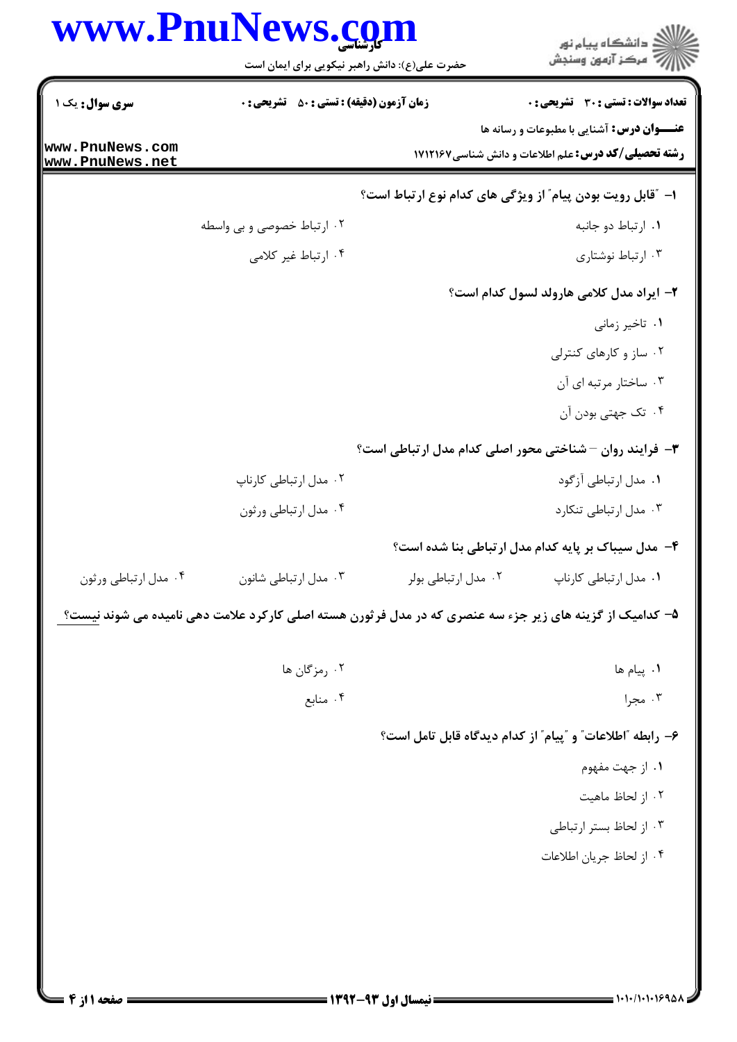**سری سوال:** یک ۱

**زمان آزمون (دقیقه) : تستی : ۵۰ تشریحی : ۰**

**تعداد سوالات : تستی : ۳۰ تشریحی : ۰**

**عنـــوان درس:** آشنایی با مطبوعات و رسانه ها

**رشته تحصیلی/کد درس:** علم اطلاعات و دانش شناسی ۱۷۱۲۱۶۷

**۱- "قابل رویت بودن پیام" از ویژگی های کدام نوع ارتباط است؟**

۱. ارتباط دو جانبه

۲. ارتباط خصوصی و بی واسطه

۳. ارتباط نوشتاری

۴. ارتباط غیر کلامی

**۲- ایراد مدل کلامی هارولد لسول کدام است؟**

۱. تاخیر زمانی

۲. ساز و کارهای کنترلی

۳. ساختار مرتبه ای آن

۴. تک جهتی بودن آن

**۳- فرایند روان – شناختی محور اصلی کدام مدل ارتباطی است؟**

۱. مدل ارتباطی آزگود

۲. مدل ارتباطی کارناپ

۳. مدل ارتباطی تنکارد

۴. مدل ارتباطی ورثون

**۴- مدل سیباک بر پایه کدام مدل ارتباطی بنا شده است؟**

۱. مدل ارتباطی کارناپ

۲. مدل ارتباطی بولر

۳. مدل ارتباطی شانون

۴. مدل ارتباطی ورثون

**۵- کدامیک از گزینه های زیر جزء سه عنصری که در مدل فرثورن هسته اصلی کارکرد علامت دهی نامیده می شوند نیست؟**

۱. پیام ها

۲. رمزگان ها

۳. مجرا

۴. منابع

**۶- رابطه "اطلاعات" و "پیام" از کدام دیدگاه قابل تامل است؟**

۱. از جهت مفهوم

۲. از لحاظ ماهیت

۳. از لحاظ بستر ارتباطی

۴. از لحاظ جریان اطلاعات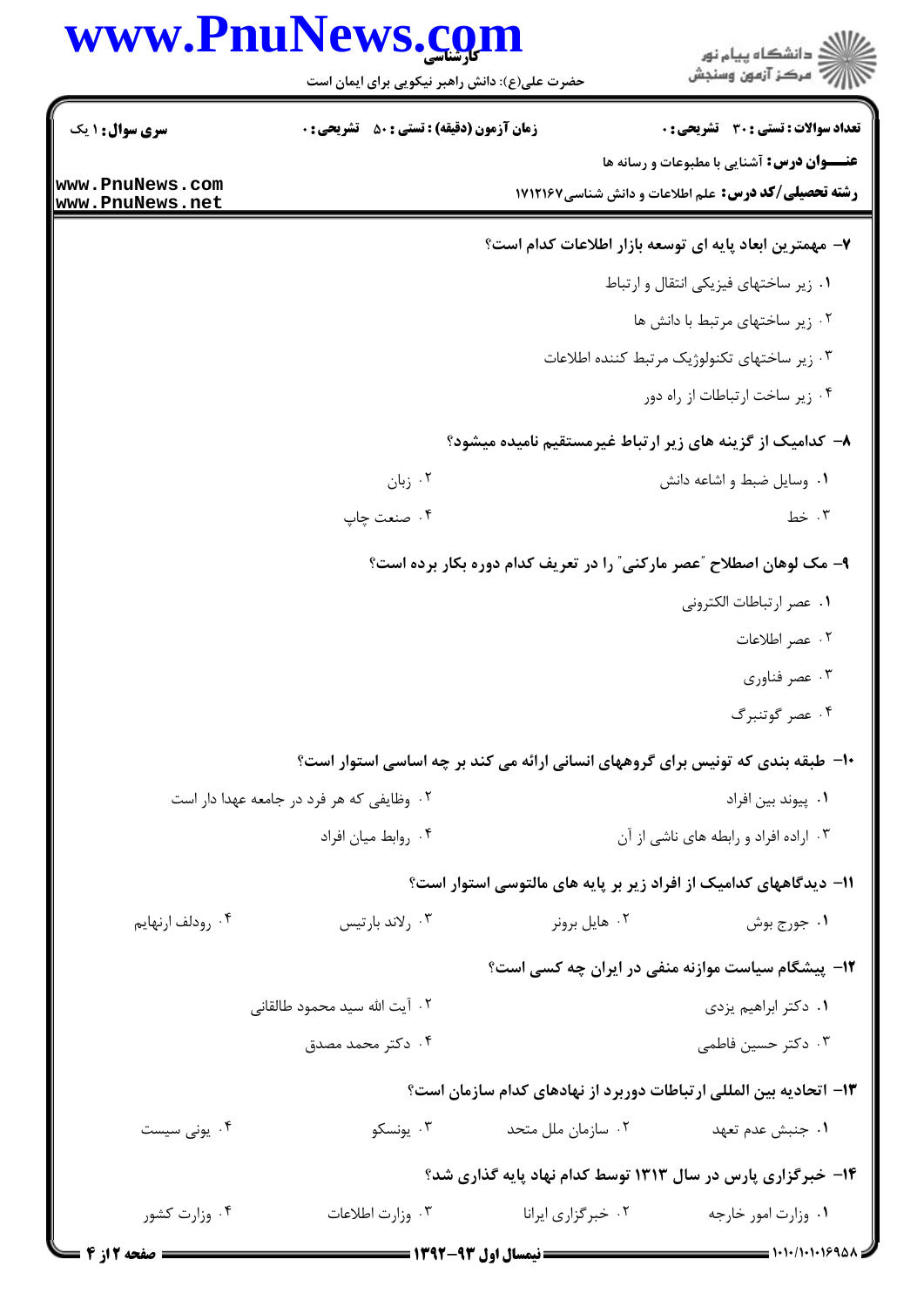**۷- مهمترین ابعاد پایه ای توسعه بازار اطلاعات کدام است؟**

۱. زیر ساختهای فیزیکی انتقال و ارتباط

۲. زیر ساختهای مرتبط با دانش ها

۳. زیر ساختهای تکنولوژیک مرتبط کننده اطلاعات

۴. زیر ساخت ارتباطات از راه دور

**۸- کدامیک از گزینه های زیر ارتباط غیرمستقیم نامیده میشود؟**

۱. وسایل ضبط و اشاعه دانش

۲. زبان

۳. خط

۴. صنعت چاپ

**۹- مک لوهان اصطلاح "عصر مارکنی" را در تعریف کدام دوره بکار برده است؟**

۱. عصر ارتباطات الکترونی

۲. عصر اطلاعات

۳. عصر فناوری

۴. عصر گوتنبرگ

**۱۰- طبقه بندی که تونیس برای گروههای انسانی ارائه می کند بر چه اساسی استوار است؟**

۱. پیوند بین افراد

۲. وظایفی که هر فرد در جامعه عهدا دار است

۳. اراده افراد و رابطه های ناشی از آن

۴. روابط میان افراد

**۱۱- دیدگاههای کدامیک از افراد زیر بر پایه های مالتوسی استوار است؟**

۱. جورج بوش

۲. هایل برونر

۳. رلاند بارتیس

۴. رودلف ارنهایم

**۱۲- پیشگام سیاست موازنه منفی در ایران چه کسی است؟**

۱. دکتر ابراهیم یزدی

۲. آیت الله سید محمود طالقانی

۳. دکتر حسین فاطمی

۴. دکتر محمد مصدق

**۱۳- اتحادیه بین المللی ارتباطات دوربرد از نهادهای کدام سازمان است؟**

۱. جنبش عدم تعهد

۲. سازمان ملل متحد

۳. یونسکو

۴. یونی سیست

**۱۴- خبرگزاری پارس در سال ۱۳۱۳ توسط کدام نهاد پایه گذاری شد؟**

۱. وزارت امور خارجه

۲. خبرگزاری ایرانا

۳. وزارت اطلاعات

۴. وزارت کشور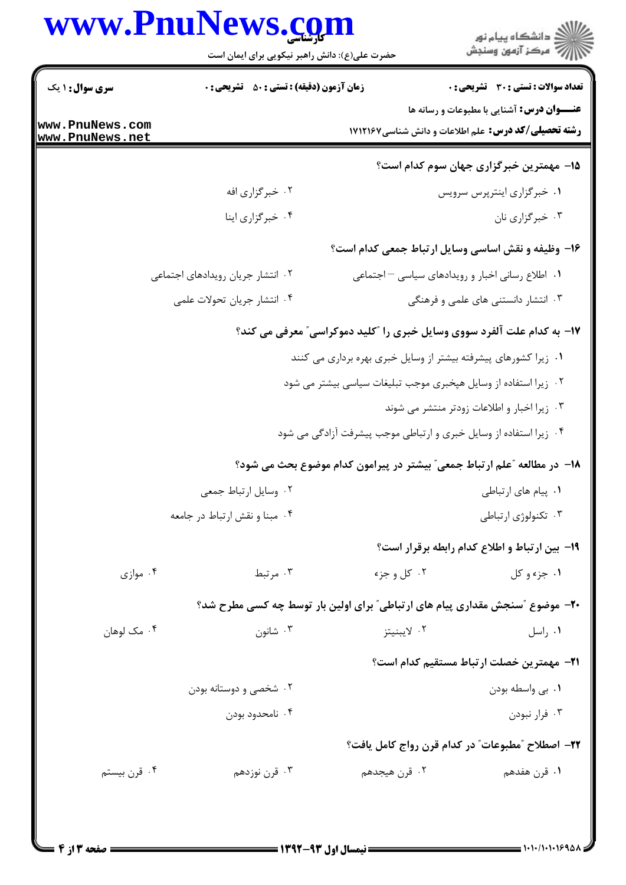**سری سوال:** ۱ یک　　**زمان آزمون (دقیقه) : تستی :** ۵۰　**تشریحی :** ۰　　**تعداد سوالات : تستی :** ۳۰　**تشریحی :** ۰

**عنـــوان درس:** آشنایی با مطبوعات و رسانه ها

**رشته تحصیلی/کد درس:** علم اطلاعات و دانش شناسی۱۷۱۲۱۶۷

**۱۵- مهمترین خبرگزاری جهان سوم کدام است؟**

۱. خبرگزاری اینترپرس سرویس　　۲. خبرگزاری افه

۳. خبرگزاری نان　　۴. خبرگزاری اینا

**۱۶- وظیفه و نقش اساسی وسایل ارتباط جمعی کدام است؟**

۱. اطلاع رسانی اخبار و رویدادهای سیاسی – اجتماعی　　۲. انتشار جریان رویدادهای اجتماعی

۳. انتشار دانستنی های علمی و فرهنگی　　۴. انتشار جریان تحولات علمی

**۱۷- به کدام علت آلفرد سووی وسایل خبری را "کلید دموکراسی" معرفی می کند؟**

۱. زیرا کشورهای پیشرفته بیشتر از وسایل خبری بهره برداری می کنند

۲. زیرا استفاده از وسایل هیخبری موجب تبلیغات سیاسی بیشتر می شود

۳. زیرا اخبار و اطلاعات زودتر منتشر می شوند

۴. زیرا استفاده از وسایل خبری و ارتباطی موجب پیشرفت آزادگی می شود

**۱۸- در مطالعه "علم ارتباط جمعی" بیشتر در پیرامون کدام موضوع بحث می شود؟**

۱. پیام های ارتباطی　　۲. وسایل ارتباط جمعی

۳. تکنولوژی ارتباطی　　۴. مبنا و نقش ارتباط در جامعه

**۱۹- بین ارتباط و اطلاع کدام رابطه برقرار است؟**

۱. جزء و کل　　۲. کل و جزء　　۳. مرتبط　　۴. موازی

**۲۰- موضوع "سنجش مقداری پیام های ارتباطی" برای اولین بار توسط چه کسی مطرح شد؟**

۱. راسل　　۲. لایبنیتز　　۳. شانون　　۴. مک لوهان

**۲۱- مهمترین خصلت ارتباط مستقیم کدام است؟**

۱. بی واسطه بودن　　۲. شخصی و دوستانه بودن

۳. فرار نبودن　　۴. نامحدود بودن

**۲۲- اصطلاح "مطبوعات" در کدام قرن رواج کامل یافت؟**

۱. قرن هفدهم　　۲. قرن هیجدهم　　۳. قرن نوزدهم　　۴. قرن بیستم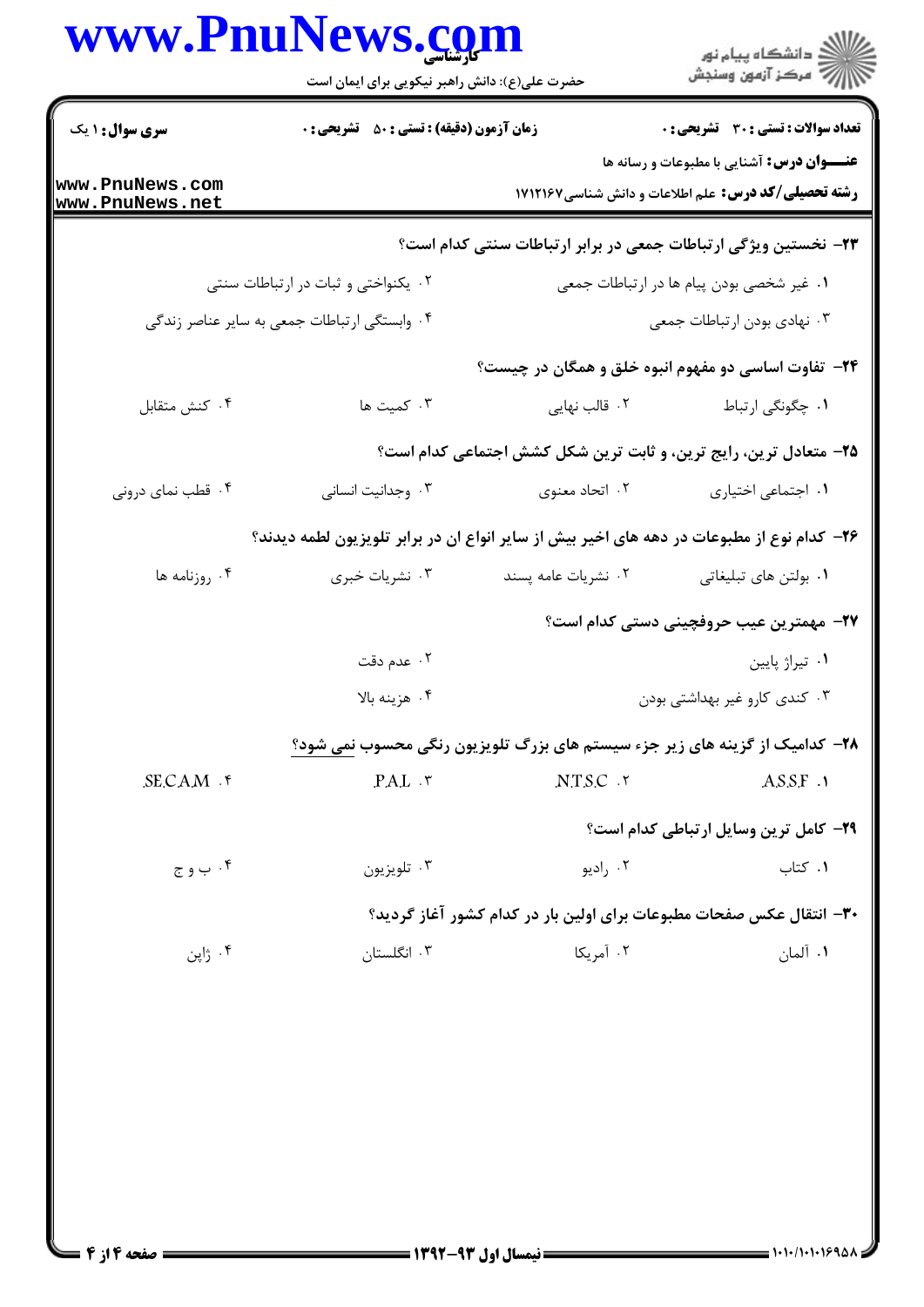۲۳– نخستین ویژگی ارتباطات جمعی در برابر ارتباطات سنتی کدام است؟

۱. غیر شخصی بودن پیام ها در ارتباطات جمعی

۲. یکنواختی و ثبات در ارتباطات سنتی

۳. نهادی بودن ارتباطات جمعی

۴. وابستگی ارتباطات جمعی به سایر عناصر زندگی

۲۴– تفاوت اساسی دو مفهوم انبوه خلق و همگان در چیست؟

۱. چگونگی ارتباط

۲. قالب نهایی

۳. کمیت ها

۴. کنش متقابل

۲۵– متعادل ترین، رایج ترین، و ثابت ترین شکل کشش اجتماعی کدام است؟

۱. اجتماعی اختیاری

۲. اتحاد معنوی

۳. وجدانیت انسانی

۴. قطب نمای درونی

۲۶– کدام نوع از مطبوعات در دهه های اخیر بیش از سایر انواع ان در برابر تلویزیون لطمه دیدند؟

۱. بولتن های تبلیغاتی

۲. نشریات عامه پسند

۳. نشریات خبری

۴. روزنامه ها

۲۷– مهمترین عیب حروفچینی دستی کدام است؟

۱. تیراژ پایین

۲. عدم دقت

۳. کندی کارو غیر بهداشتی بودن

۴. هزینه بالا

۲۸– کدامیک از گزینه های زیر جزء سیستم های بزرگ تلویزیون رنگی محسوب نمی شود؟

۱. A.S.S.F

۲. N.T.S.C

۳. P.A.L

۴. SE.C.A.M

۲۹– کامل ترین وسایل ارتباطی کدام است؟

۱. کتاب

۲. رادیو

۳. تلویزیون

۴. ب و ج

۳۰– انتقال عکس صفحات مطبوعات برای اولین بار در کدام کشور آغاز گردید؟

۱. آلمان

۲. آمریکا

۳. انگلستان

۴. ژاپن